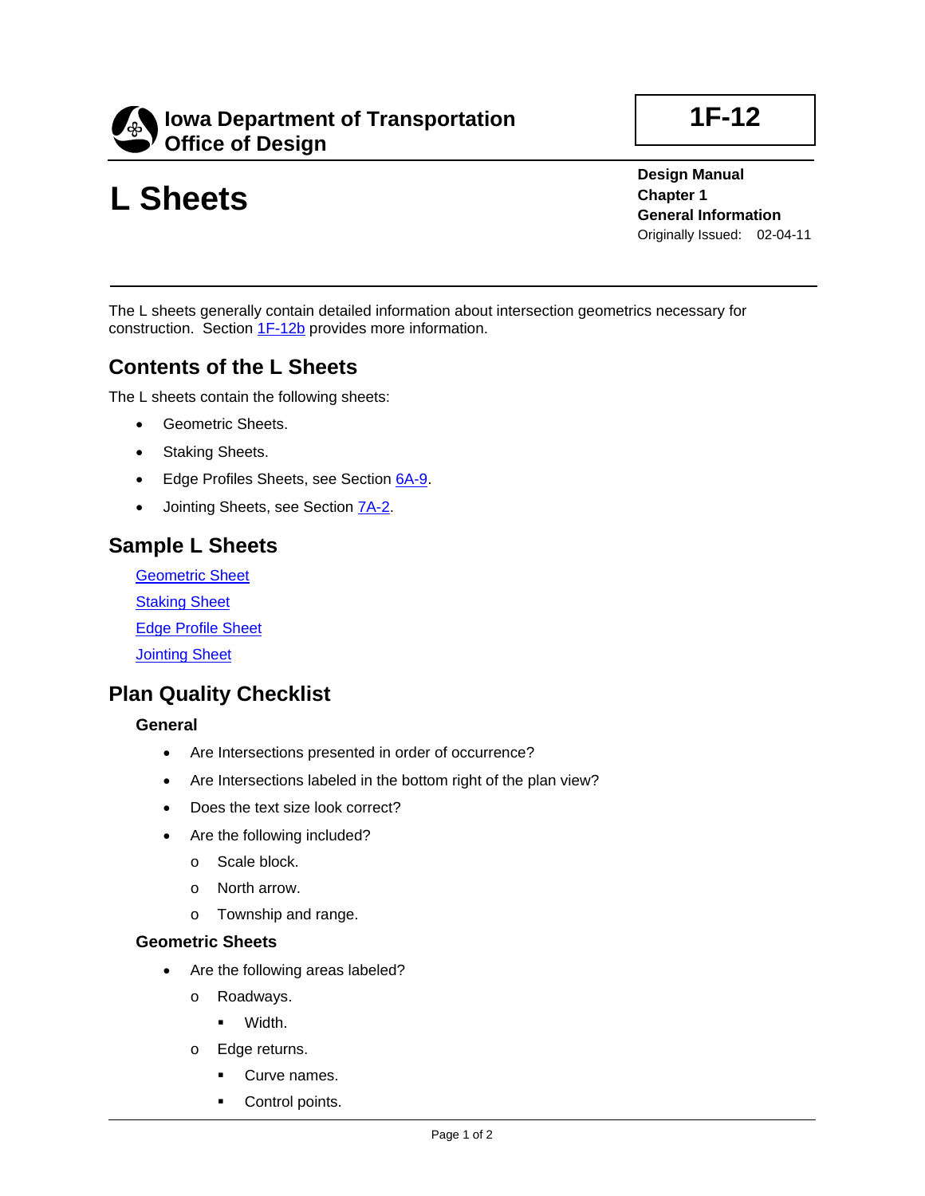**Iowa Department of Transportation**
**Office of Design**

**1F-12**

# L Sheets

**Design Manual**
**Chapter 1**
**General Information**
Originally Issued: 02-04-11

The L sheets generally contain detailed information about intersection geometrics necessary for construction. Section 1F-12b provides more information.

## Contents of the L Sheets

The L sheets contain the following sheets:

- Geometric Sheets.
- Staking Sheets.
- Edge Profiles Sheets, see Section 6A-9.
- Jointing Sheets, see Section 7A-2.

## Sample L Sheets

Geometric Sheet

Staking Sheet

Edge Profile Sheet

Jointing Sheet

## Plan Quality Checklist

### General

- Are Intersections presented in order of occurrence?
- Are Intersections labeled in the bottom right of the plan view?
- Does the text size look correct?
- Are the following included?
  - Scale block.
  - North arrow.
  - Township and range.

### Geometric Sheets

- Are the following areas labeled?
  - Roadways.
    - Width.
  - Edge returns.
    - Curve names.
    - Control points.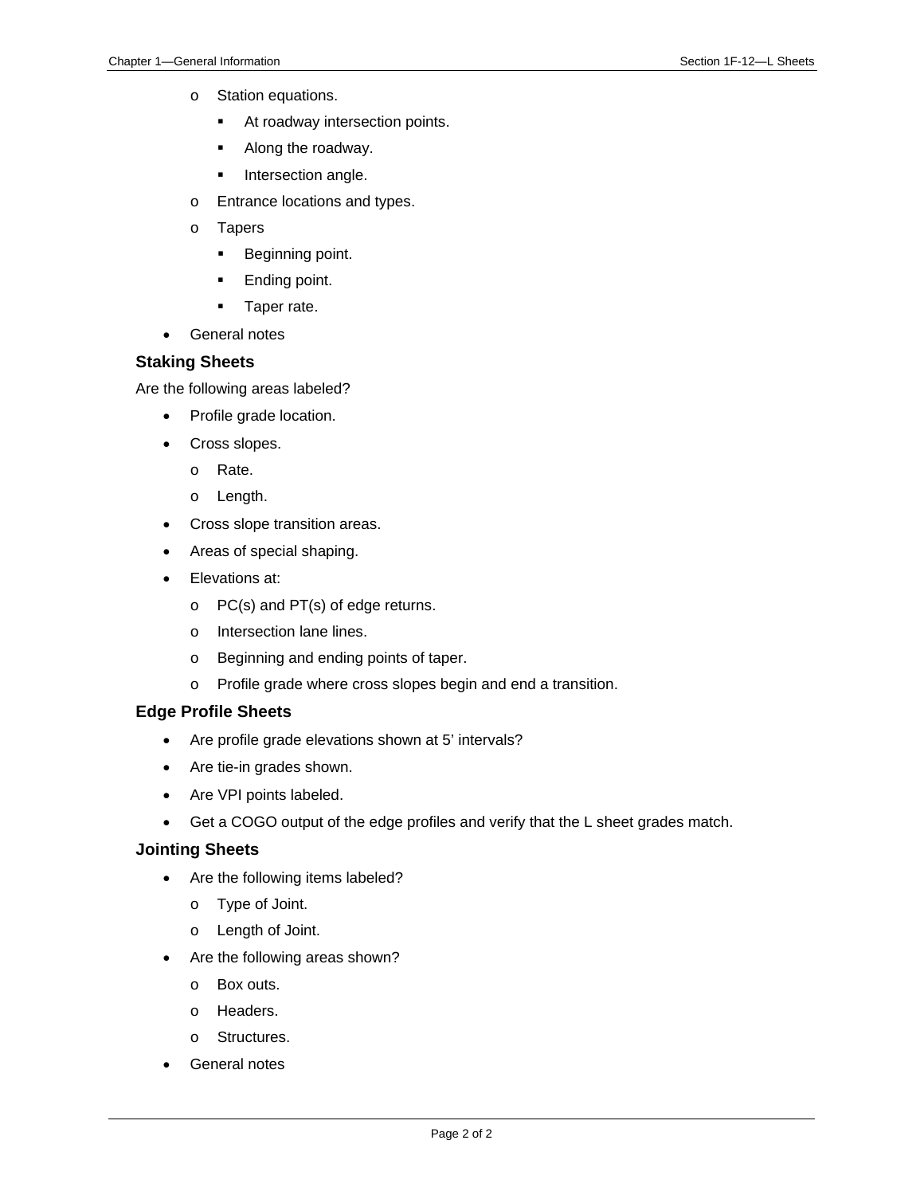- Station equations.
  - At roadway intersection points.
  - Along the roadway.
  - Intersection angle.
- Entrance locations and types.
- Tapers
  - Beginning point.
  - Ending point.
  - Taper rate.

- General notes

### Staking Sheets

Are the following areas labeled?

- Profile grade location.
- Cross slopes.
  - Rate.
  - Length.
- Cross slope transition areas.
- Areas of special shaping.
- Elevations at:
  - PC(s) and PT(s) of edge returns.
  - Intersection lane lines.
  - Beginning and ending points of taper.
  - Profile grade where cross slopes begin and end a transition.

### Edge Profile Sheets

- Are profile grade elevations shown at 5' intervals?
- Are tie-in grades shown.
- Are VPI points labeled.
- Get a COGO output of the edge profiles and verify that the L sheet grades match.

### Jointing Sheets

- Are the following items labeled?
  - Type of Joint.
  - Length of Joint.
- Are the following areas shown?
  - Box outs.
  - Headers.
  - Structures.
- General notes